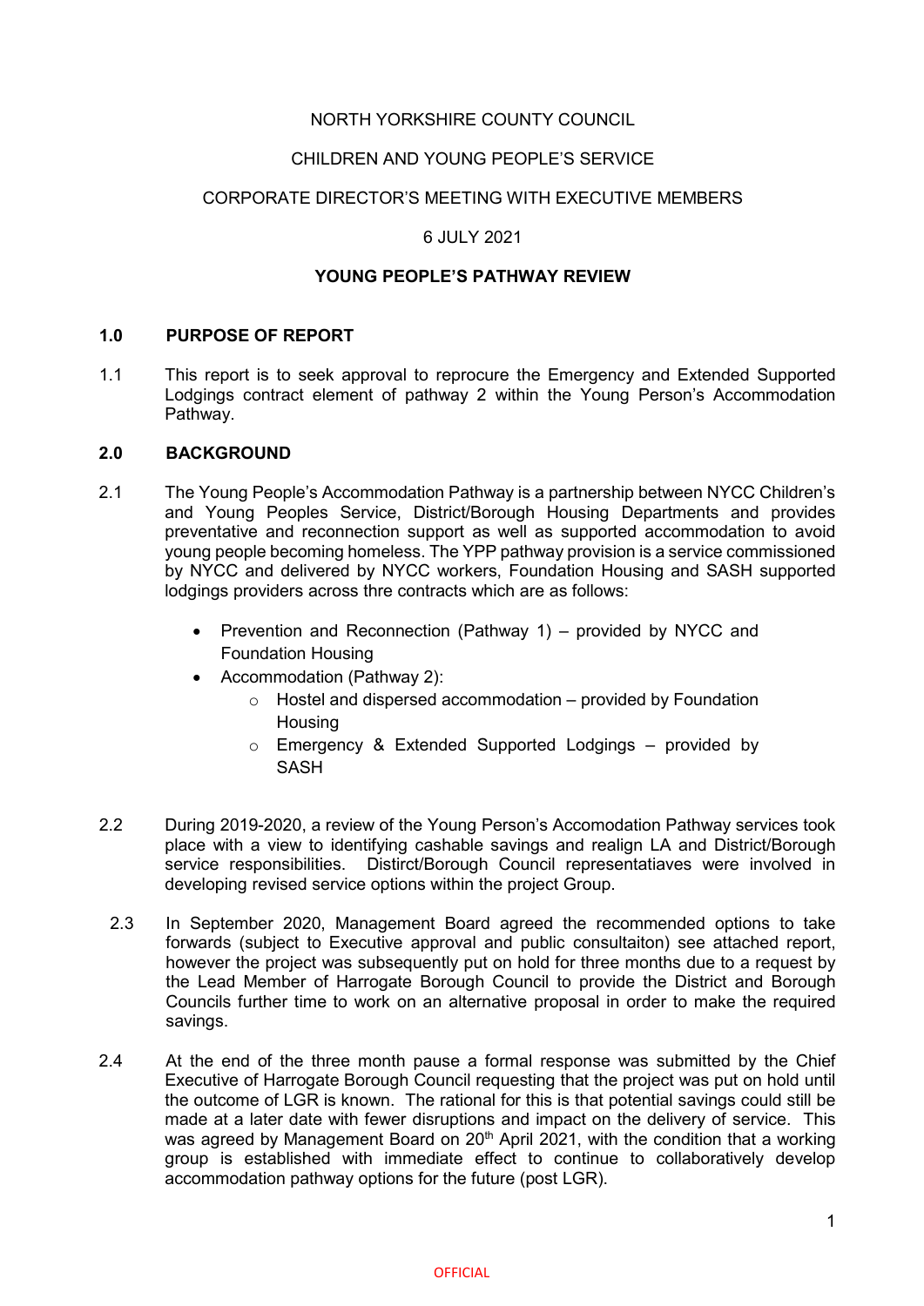NORTH YORKSHIRE COUNTY COUNCIL

CHILDREN AND YOUNG PEOPLE'S SERVICE

CORPORATE DIRECTOR'S MEETING WITH EXECUTIVE MEMBERS

6 JULY 2021

**YOUNG PEOPLE'S PATHWAY REVIEW**

## 1.0 PURPOSE OF REPORT

1.1 This report is to seek approval to reprocure the Emergency and Extended Supported Lodgings contract element of pathway 2 within the Young Person's Accommodation Pathway.

## 2.0 BACKGROUND

2.1 The Young People's Accommodation Pathway is a partnership between NYCC Children's and Young Peoples Service, District/Borough Housing Departments and provides preventative and reconnection support as well as supported accommodation to avoid young people becoming homeless. The YPP pathway provision is a service commissioned by NYCC and delivered by NYCC workers, Foundation Housing and SASH supported lodgings providers across thre contracts which are as follows:

- Prevention and Reconnection (Pathway 1) – provided by NYCC and Foundation Housing
- Accommodation (Pathway 2):
  - Hostel and dispersed accommodation – provided by Foundation Housing
  - Emergency & Extended Supported Lodgings – provided by SASH

2.2 During 2019-2020, a review of the Young Person's Accomodation Pathway services took place with a view to identifying cashable savings and realign LA and District/Borough service responsibilities. Distirct/Borough Council representatiaves were involved in developing revised service options within the project Group.

2.3 In September 2020, Management Board agreed the recommended options to take forwards (subject to Executive approval and public consultaiton) see attached report, however the project was subsequently put on hold for three months due to a request by the Lead Member of Harrogate Borough Council to provide the District and Borough Councils further time to work on an alternative proposal in order to make the required savings.

2.4 At the end of the three month pause a formal response was submitted by the Chief Executive of Harrogate Borough Council requesting that the project was put on hold until the outcome of LGR is known. The rational for this is that potential savings could still be made at a later date with fewer disruptions and impact on the delivery of service. This was agreed by Management Board on 20th April 2021, with the condition that a working group is established with immediate effect to continue to collaboratively develop accommodation pathway options for the future (post LGR).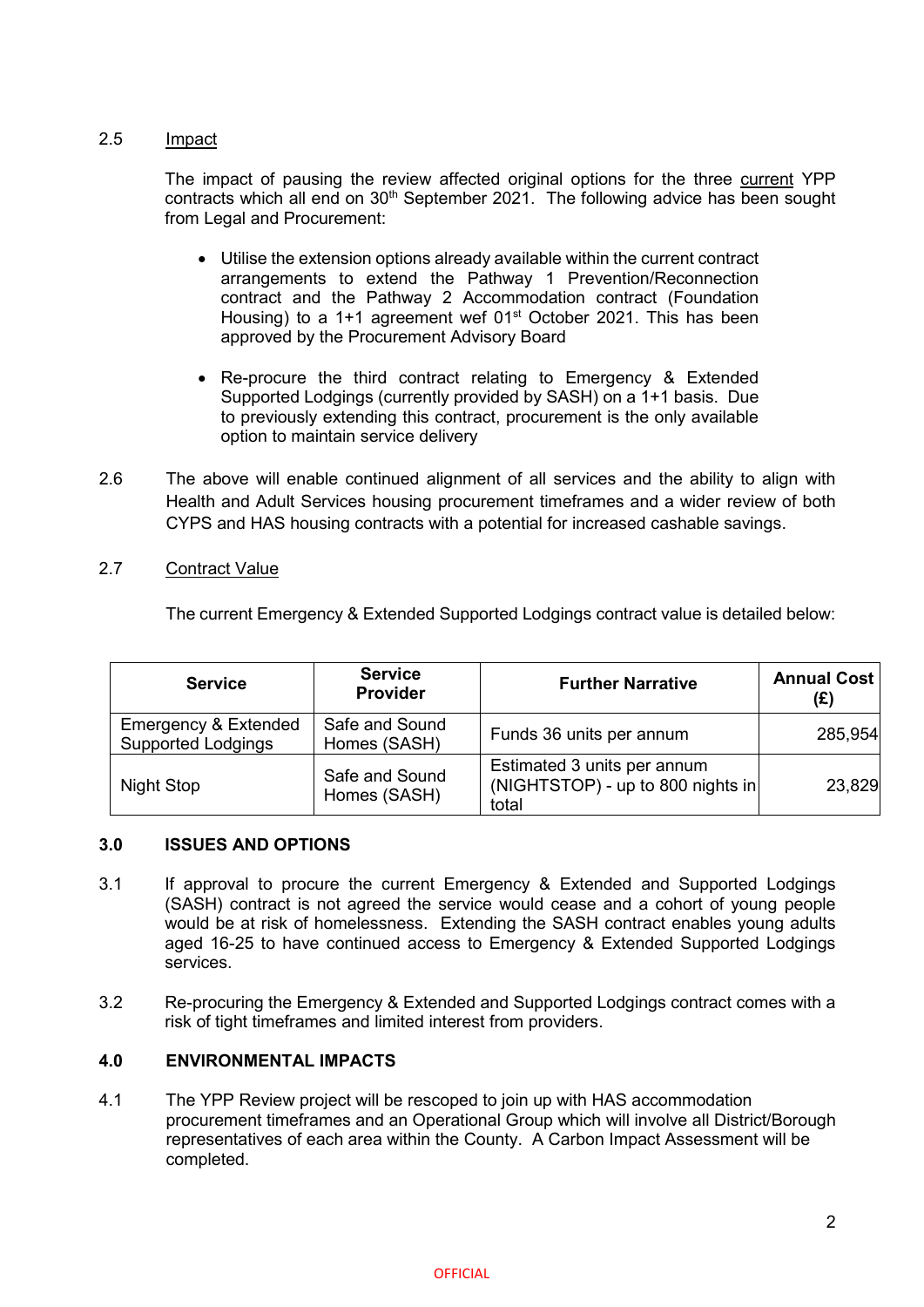2.5 Impact

The impact of pausing the review affected original options for the three current YPP contracts which all end on 30th September 2021. The following advice has been sought from Legal and Procurement:

- Utilise the extension options already available within the current contract arrangements to extend the Pathway 1 Prevention/Reconnection contract and the Pathway 2 Accommodation contract (Foundation Housing) to a 1+1 agreement wef 01st October 2021. This has been approved by the Procurement Advisory Board

- Re-procure the third contract relating to Emergency & Extended Supported Lodgings (currently provided by SASH) on a 1+1 basis. Due to previously extending this contract, procurement is the only available option to maintain service delivery

2.6 The above will enable continued alignment of all services and the ability to align with Health and Adult Services housing procurement timeframes and a wider review of both CYPS and HAS housing contracts with a potential for increased cashable savings.

2.7 Contract Value

The current Emergency & Extended Supported Lodgings contract value is detailed below:

| Service | Service Provider | Further Narrative | Annual Cost (£) |
|---|---|---|---|
| Emergency & Extended Supported Lodgings | Safe and Sound Homes (SASH) | Funds 36 units per annum | 285,954 |
| Night Stop | Safe and Sound Homes (SASH) | Estimated 3 units per annum (NIGHTSTOP) - up to 800 nights in total | 23,829 |

## 3.0 ISSUES AND OPTIONS

3.1 If approval to procure the current Emergency & Extended and Supported Lodgings (SASH) contract is not agreed the service would cease and a cohort of young people would be at risk of homelessness. Extending the SASH contract enables young adults aged 16-25 to have continued access to Emergency & Extended Supported Lodgings services.

3.2 Re-procuring the Emergency & Extended and Supported Lodgings contract comes with a risk of tight timeframes and limited interest from providers.

## 4.0 ENVIRONMENTAL IMPACTS

4.1 The YPP Review project will be rescoped to join up with HAS accommodation procurement timeframes and an Operational Group which will involve all District/Borough representatives of each area within the County. A Carbon Impact Assessment will be completed.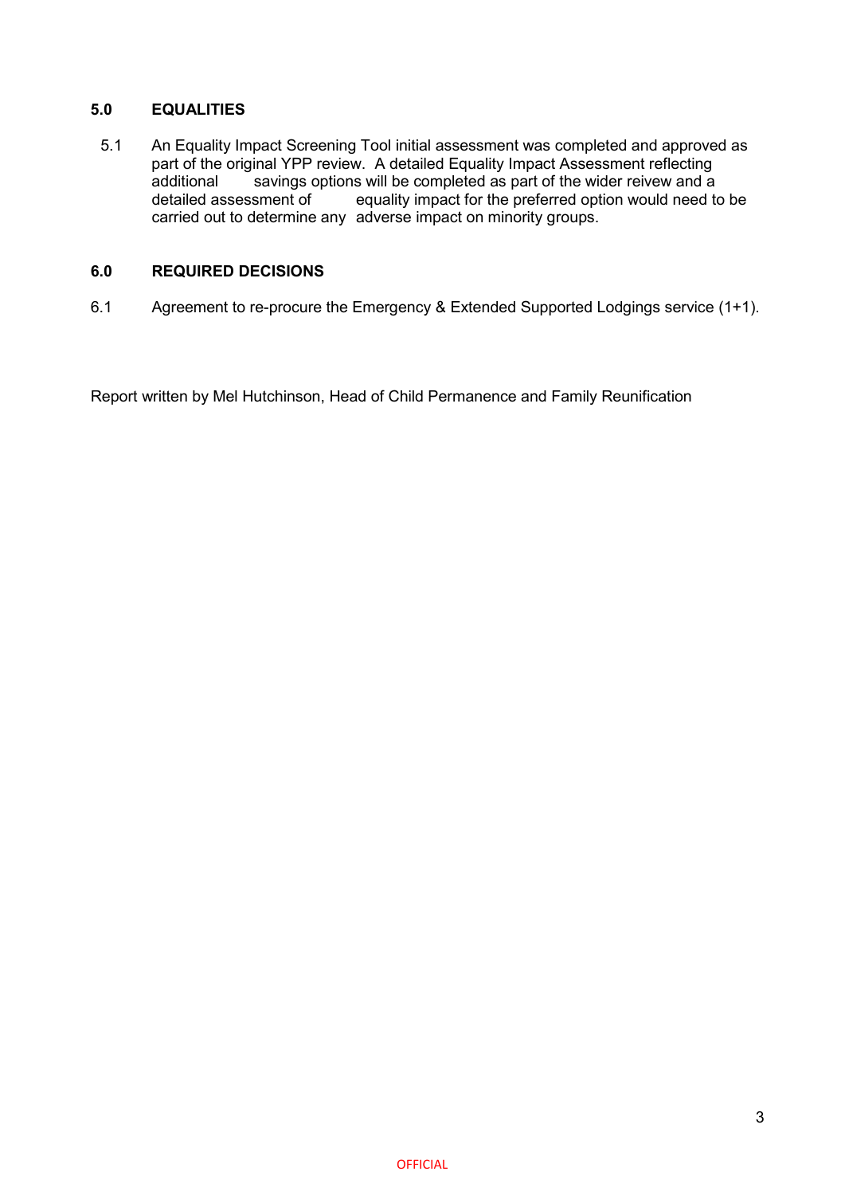## 5.0 EQUALITIES

5.1 An Equality Impact Screening Tool initial assessment was completed and approved as part of the original YPP review. A detailed Equality Impact Assessment reflecting additional savings options will be completed as part of the wider reivew and a detailed assessment of equality impact for the preferred option would need to be carried out to determine any adverse impact on minority groups.

## 6.0 REQUIRED DECISIONS

6.1 Agreement to re-procure the Emergency & Extended Supported Lodgings service (1+1).

Report written by Mel Hutchinson, Head of Child Permanence and Family Reunification